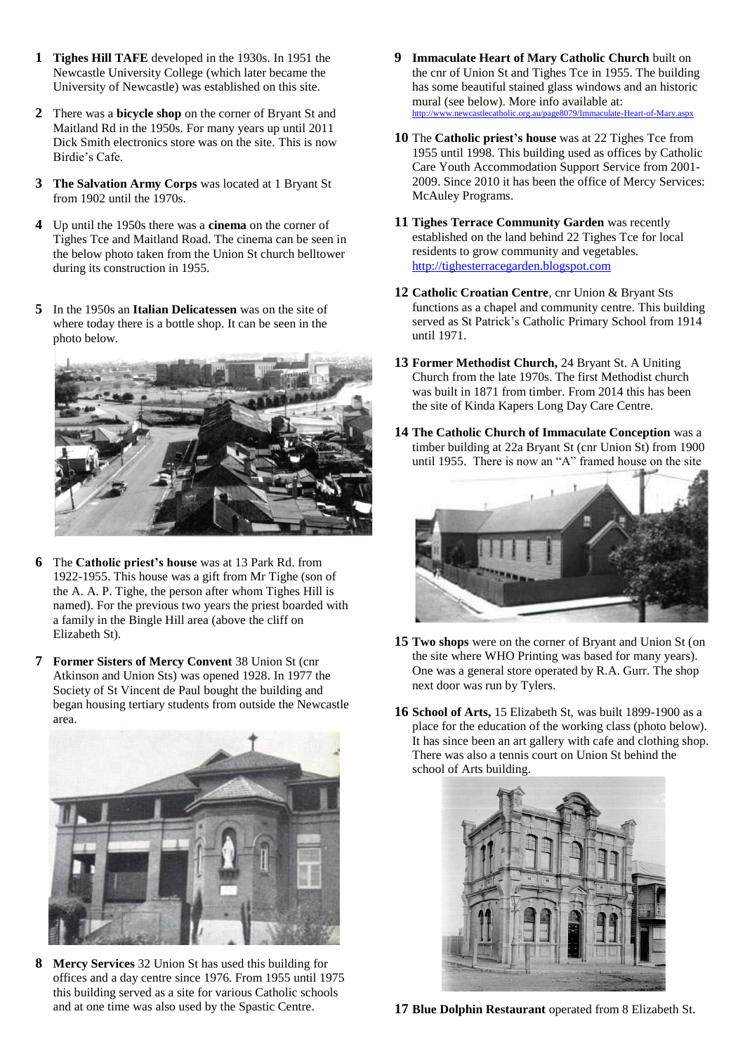1. **Tighes Hill TAFE** developed in the 1930s. In 1951 the Newcastle University College (which later became the University of Newcastle) was established on this site.

2. There was a **bicycle shop** on the corner of Bryant St and Maitland Rd in the 1950s. For many years up until 2011 Dick Smith electronics store was on the site. This is now Birdie's Cafe.

3. **The Salvation Army Corps** was located at 1 Bryant St from 1902 until the 1970s.

4. Up until the 1950s there was a **cinema** on the corner of Tighes Tce and Maitland Road. The cinema can be seen in the below photo taken from the Union St church belltower during its construction in 1955.

5. In the 1950s an **Italian Delicatessen** was on the site of where today there is a bottle shop. It can be seen in the photo below.

6. The **Catholic priest's house** was at 13 Park Rd. from 1922-1955. This house was a gift from Mr Tighe (son of the A. A. P. Tighe, the person after whom Tighes Hill is named). For the previous two years the priest boarded with a family in the Bingle Hill area (above the cliff on Elizabeth St).

7. **Former Sisters of Mercy Convent** 38 Union St (cnr Atkinson and Union Sts) was opened 1928. In 1977 the Society of St Vincent de Paul bought the building and began housing tertiary students from outside the Newcastle area.

8. **Mercy Services** 32 Union St has used this building for offices and a day centre since 1976. From 1955 until 1975 this building served as a site for various Catholic schools and at one time was also used by the Spastic Centre.

9. **Immaculate Heart of Mary Catholic Church** built on the cnr of Union St and Tighes Tce in 1955. The building has some beautiful stained glass windows and an historic mural (see below). More info available at: http://www.newcastlecatholic.org.au/page8079/Immaculate-Heart-of-Mary.aspx

10. The **Catholic priest's house** was at 22 Tighes Tce from 1955 until 1998. This building used as offices by Catholic Care Youth Accommodation Support Service from 2001-2009. Since 2010 it has been the office of Mercy Services: McAuley Programs.

11. **Tighes Terrace Community Garden** was recently established on the land behind 22 Tighes Tce for local residents to grow community and vegetables. http://tighesterracegarden.blogspot.com

12. **Catholic Croatian Centre**, cnr Union & Bryant Sts functions as a chapel and community centre. This building served as St Patrick's Catholic Primary School from 1914 until 1971.

13. **Former Methodist Church,** 24 Bryant St. A Uniting Church from the late 1970s. The first Methodist church was built in 1871 from timber. From 2014 this has been the site of Kinda Kapers Long Day Care Centre.

14. **The Catholic Church of Immaculate Conception** was a timber building at 22a Bryant St (cnr Union St) from 1900 until 1955. There is now an "A" framed house on the site

15. **Two shops** were on the corner of Bryant and Union St (on the site where WHO Printing was based for many years). One was a general store operated by R.A. Gurr. The shop next door was run by Tylers.

16. **School of Arts,** 15 Elizabeth St, was built 1899-1900 as a place for the education of the working class (photo below). It has since been an art gallery with cafe and clothing shop. There was also a tennis court on Union St behind the school of Arts building.

17. **Blue Dolphin Restaurant** operated from 8 Elizabeth St.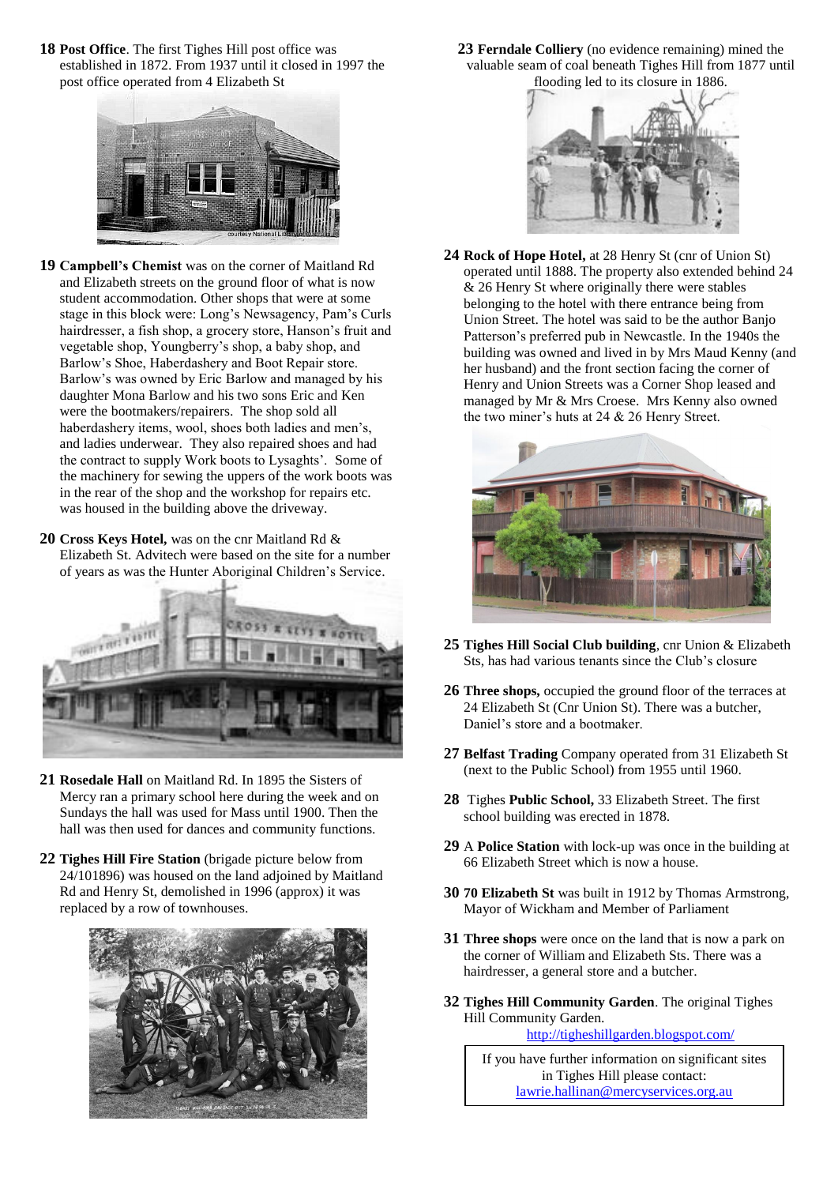**18 Post Office**. The first Tighes Hill post office was established in 1872. From 1937 until it closed in 1997 the post office operated from 4 Elizabeth St

**19 Campbell's Chemist** was on the corner of Maitland Rd and Elizabeth streets on the ground floor of what is now student accommodation. Other shops that were at some stage in this block were: Long's Newsagency, Pam's Curls hairdresser, a fish shop, a grocery store, Hanson's fruit and vegetable shop, Youngberry's shop, a baby shop, and Barlow's Shoe, Haberdashery and Boot Repair store. Barlow's was owned by Eric Barlow and managed by his daughter Mona Barlow and his two sons Eric and Ken were the bootmakers/repairers. The shop sold all haberdashery items, wool, shoes both ladies and men's, and ladies underwear. They also repaired shoes and had the contract to supply Work boots to Lysaghts'. Some of the machinery for sewing the uppers of the work boots was in the rear of the shop and the workshop for repairs etc. was housed in the building above the driveway.

**20 Cross Keys Hotel,** was on the cnr Maitland Rd & Elizabeth St. Advitech were based on the site for a number of years as was the Hunter Aboriginal Children's Service.

**21 Rosedale Hall** on Maitland Rd. In 1895 the Sisters of Mercy ran a primary school here during the week and on Sundays the hall was used for Mass until 1900. Then the hall was then used for dances and community functions.

**22 Tighes Hill Fire Station** (brigade picture below from 24/101896) was housed on the land adjoined by Maitland Rd and Henry St, demolished in 1996 (approx) it was replaced by a row of townhouses.

**23 Ferndale Colliery** (no evidence remaining) mined the valuable seam of coal beneath Tighes Hill from 1877 until flooding led to its closure in 1886.

**24 Rock of Hope Hotel,** at 28 Henry St (cnr of Union St) operated until 1888. The property also extended behind 24 & 26 Henry St where originally there were stables belonging to the hotel with there entrance being from Union Street. The hotel was said to be the author Banjo Patterson's preferred pub in Newcastle. In the 1940s the building was owned and lived in by Mrs Maud Kenny (and her husband) and the front section facing the corner of Henry and Union Streets was a Corner Shop leased and managed by Mr & Mrs Croese. Mrs Kenny also owned the two miner's huts at 24 & 26 Henry Street.

**25 Tighes Hill Social Club building**, cnr Union & Elizabeth Sts, has had various tenants since the Club's closure

**26 Three shops,** occupied the ground floor of the terraces at 24 Elizabeth St (Cnr Union St). There was a butcher, Daniel's store and a bootmaker.

**27 Belfast Trading** Company operated from 31 Elizabeth St (next to the Public School) from 1955 until 1960.

**28** Tighes **Public School,** 33 Elizabeth Street. The first school building was erected in 1878.

**29** A **Police Station** with lock-up was once in the building at 66 Elizabeth Street which is now a house.

**30 70 Elizabeth St** was built in 1912 by Thomas Armstrong, Mayor of Wickham and Member of Parliament

**31 Three shops** were once on the land that is now a park on the corner of William and Elizabeth Sts. There was a hairdresser, a general store and a butcher.

**32 Tighes Hill Community Garden**. The original Tighes Hill Community Garden.
http://tigheshillgarden.blogspot.com/

If you have further information on significant sites in Tighes Hill please contact:
lawrie.hallinan@mercyservices.org.au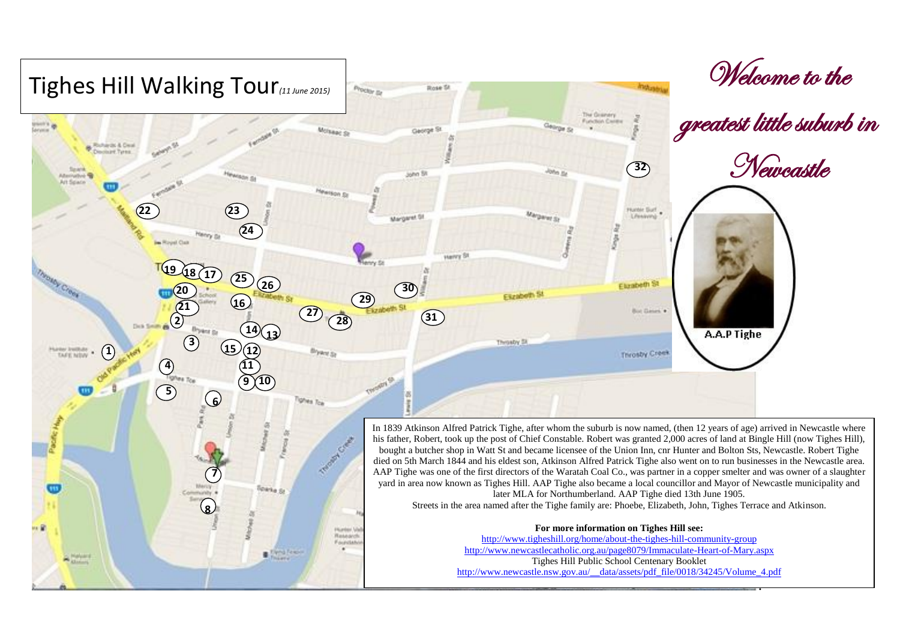# Tighes Hill Walking Tour *(11 June 2015)*

*Welcome to the greatest little suburb in Newcastle*

A.A.P Tighe

In 1839 Atkinson Alfred Patrick Tighe, after whom the suburb is now named, (then 12 years of age) arrived in Newcastle where his father, Robert, took up the post of Chief Constable. Robert was granted 2,000 acres of land at Bingle Hill (now Tighes Hill), bought a butcher shop in Watt St and became licensee of the Union Inn, cnr Hunter and Bolton Sts, Newcastle. Robert Tighe died on 5th March 1844 and his eldest son, Atkinson Alfred Patrick Tighe also went on to run businesses in the Newcastle area. AAP Tighe was one of the first directors of the Waratah Coal Co., was partner in a copper smelter and was owner of a slaughter yard in area now known as Tighes Hill. AAP Tighe also became a local councillor and Mayor of Newcastle municipality and later MLA for Northumberland. AAP Tighe died 13th June 1905.

Streets in the area named after the Tighe family are: Phoebe, Elizabeth, John, Tighes Terrace and Atkinson.

**For more information on Tighes Hill see:**

http://www.tigheshill.org/home/about-the-tighes-hill-community-group

http://www.newcastlecatholic.org.au/page8079/Immaculate-Heart-of-Mary.aspx

Tighes Hill Public School Centenary Booklet

http://www.newcastle.nsw.gov.au/__data/assets/pdf_file/0018/34245/Volume_4.pdf